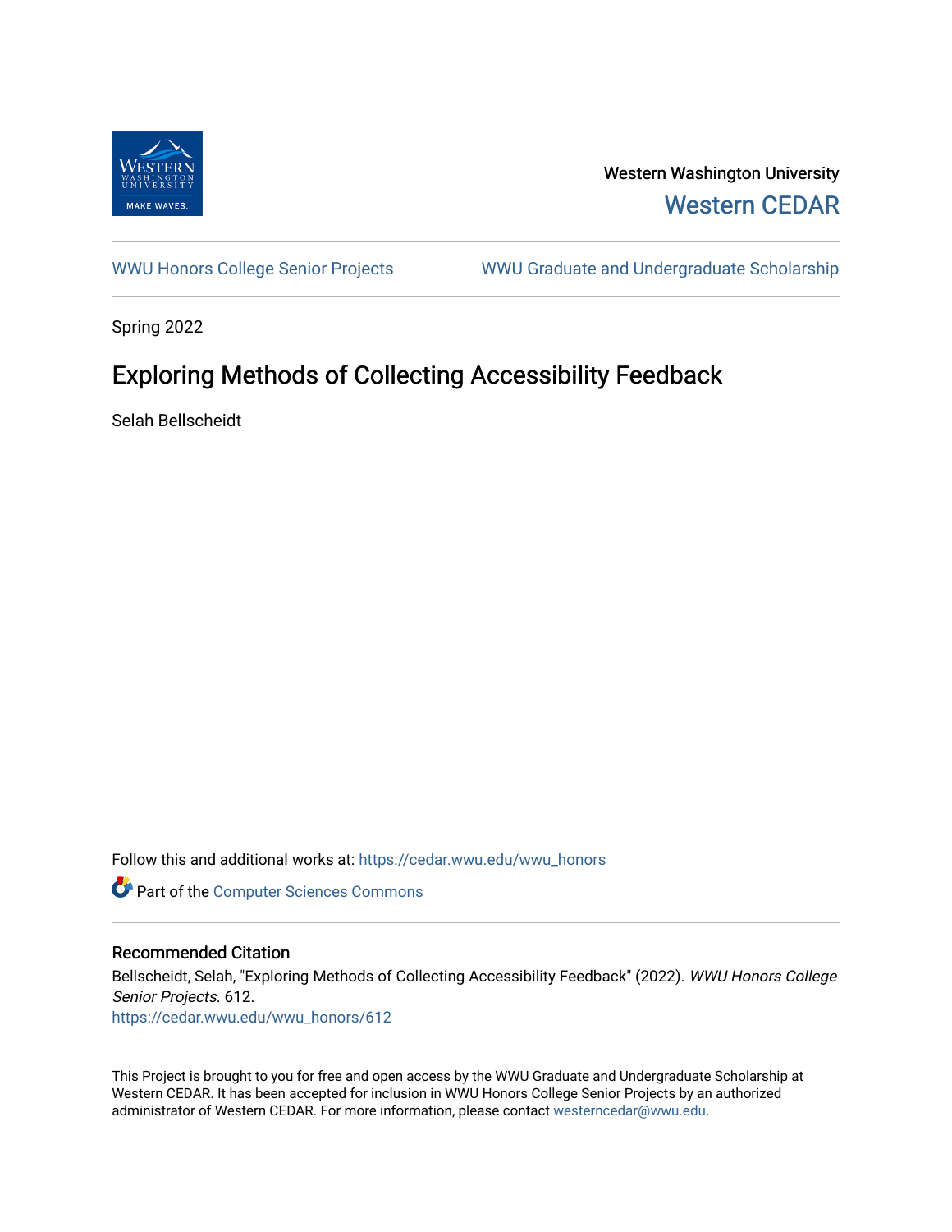Western Washington University

Western CEDAR

WWU Honors College Senior Projects | WWU Graduate and Undergraduate Scholarship

Spring 2022

# Exploring Methods of Collecting Accessibility Feedback

Selah Bellscheidt

Follow this and additional works at: https://cedar.wwu.edu/wwu_honors

Part of the Computer Sciences Commons

## Recommended Citation

Bellscheidt, Selah, "Exploring Methods of Collecting Accessibility Feedback" (2022). *WWU Honors College Senior Projects*. 612.
https://cedar.wwu.edu/wwu_honors/612

This Project is brought to you for free and open access by the WWU Graduate and Undergraduate Scholarship at Western CEDAR. It has been accepted for inclusion in WWU Honors College Senior Projects by an authorized administrator of Western CEDAR. For more information, please contact westerncedar@wwu.edu.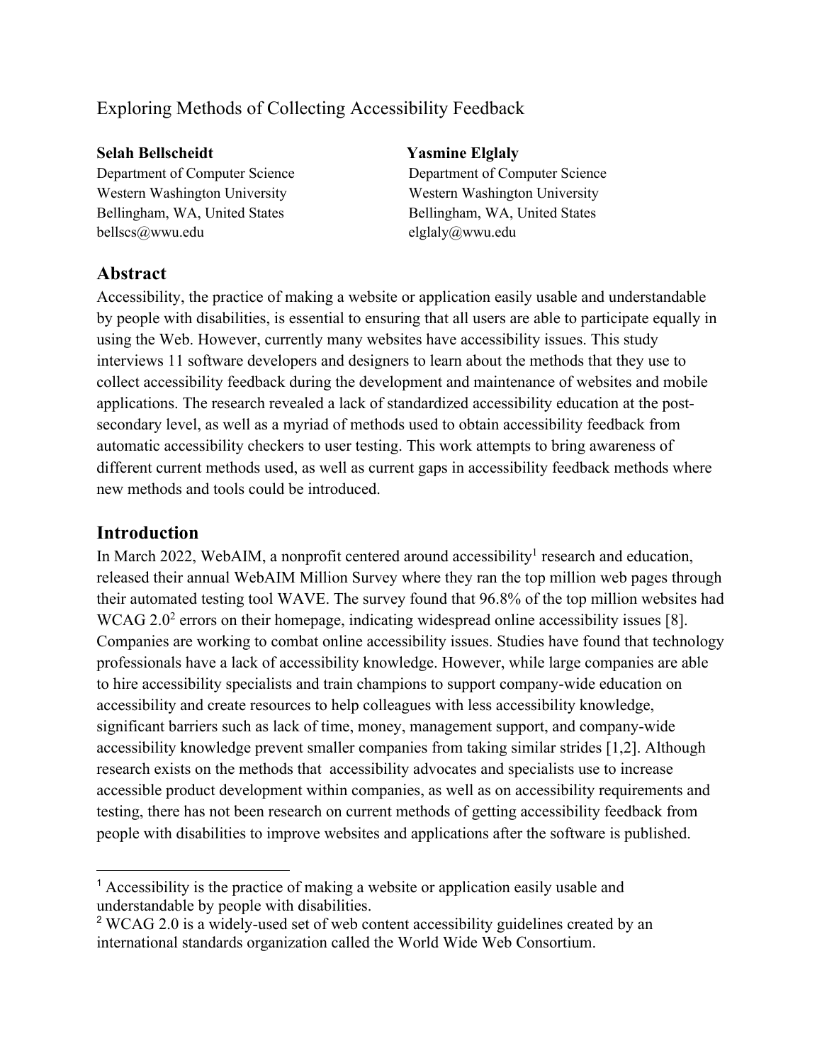Exploring Methods of Collecting Accessibility Feedback

**Selah Bellscheidt**
Department of Computer Science
Western Washington University
Bellingham, WA, United States
bellscs@wwu.edu

**Yasmine Elglaly**
Department of Computer Science
Western Washington University
Bellingham, WA, United States
elglaly@wwu.edu

## Abstract

Accessibility, the practice of making a website or application easily usable and understandable by people with disabilities, is essential to ensuring that all users are able to participate equally in using the Web. However, currently many websites have accessibility issues. This study interviews 11 software developers and designers to learn about the methods that they use to collect accessibility feedback during the development and maintenance of websites and mobile applications. The research revealed a lack of standardized accessibility education at the post-secondary level, as well as a myriad of methods used to obtain accessibility feedback from automatic accessibility checkers to user testing. This work attempts to bring awareness of different current methods used, as well as current gaps in accessibility feedback methods where new methods and tools could be introduced.

## Introduction

In March 2022, WebAIM, a nonprofit centered around accessibility[1] research and education, released their annual WebAIM Million Survey where they ran the top million web pages through their automated testing tool WAVE. The survey found that 96.8% of the top million websites had WCAG 2.0[2] errors on their homepage, indicating widespread online accessibility issues [8]. Companies are working to combat online accessibility issues. Studies have found that technology professionals have a lack of accessibility knowledge. However, while large companies are able to hire accessibility specialists and train champions to support company-wide education on accessibility and create resources to help colleagues with less accessibility knowledge, significant barriers such as lack of time, money, management support, and company-wide accessibility knowledge prevent smaller companies from taking similar strides [1,2]. Although research exists on the methods that accessibility advocates and specialists use to increase accessible product development within companies, as well as on accessibility requirements and testing, there has not been research on current methods of getting accessibility feedback from people with disabilities to improve websites and applications after the software is published.

---

[1] Accessibility is the practice of making a website or application easily usable and understandable by people with disabilities.

[2] WCAG 2.0 is a widely-used set of web content accessibility guidelines created by an international standards organization called the World Wide Web Consortium.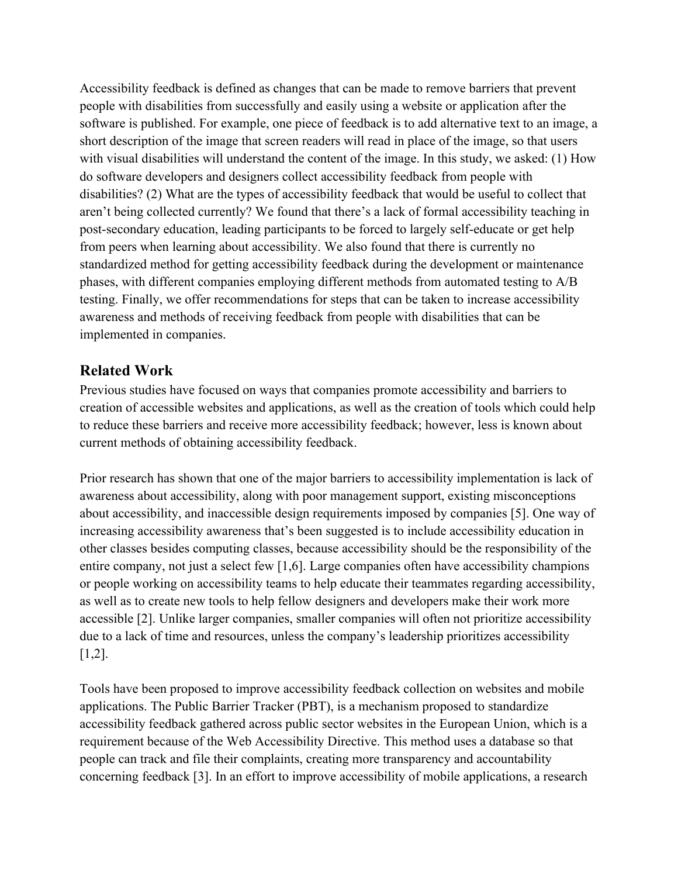Accessibility feedback is defined as changes that can be made to remove barriers that prevent people with disabilities from successfully and easily using a website or application after the software is published. For example, one piece of feedback is to add alternative text to an image, a short description of the image that screen readers will read in place of the image, so that users with visual disabilities will understand the content of the image. In this study, we asked: (1) How do software developers and designers collect accessibility feedback from people with disabilities? (2) What are the types of accessibility feedback that would be useful to collect that aren't being collected currently? We found that there's a lack of formal accessibility teaching in post-secondary education, leading participants to be forced to largely self-educate or get help from peers when learning about accessibility. We also found that there is currently no standardized method for getting accessibility feedback during the development or maintenance phases, with different companies employing different methods from automated testing to A/B testing. Finally, we offer recommendations for steps that can be taken to increase accessibility awareness and methods of receiving feedback from people with disabilities that can be implemented in companies.

## Related Work

Previous studies have focused on ways that companies promote accessibility and barriers to creation of accessible websites and applications, as well as the creation of tools which could help to reduce these barriers and receive more accessibility feedback; however, less is known about current methods of obtaining accessibility feedback.

Prior research has shown that one of the major barriers to accessibility implementation is lack of awareness about accessibility, along with poor management support, existing misconceptions about accessibility, and inaccessible design requirements imposed by companies [5]. One way of increasing accessibility awareness that's been suggested is to include accessibility education in other classes besides computing classes, because accessibility should be the responsibility of the entire company, not just a select few [1,6]. Large companies often have accessibility champions or people working on accessibility teams to help educate their teammates regarding accessibility, as well as to create new tools to help fellow designers and developers make their work more accessible [2]. Unlike larger companies, smaller companies will often not prioritize accessibility due to a lack of time and resources, unless the company's leadership prioritizes accessibility [1,2].

Tools have been proposed to improve accessibility feedback collection on websites and mobile applications. The Public Barrier Tracker (PBT), is a mechanism proposed to standardize accessibility feedback gathered across public sector websites in the European Union, which is a requirement because of the Web Accessibility Directive. This method uses a database so that people can track and file their complaints, creating more transparency and accountability concerning feedback [3]. In an effort to improve accessibility of mobile applications, a research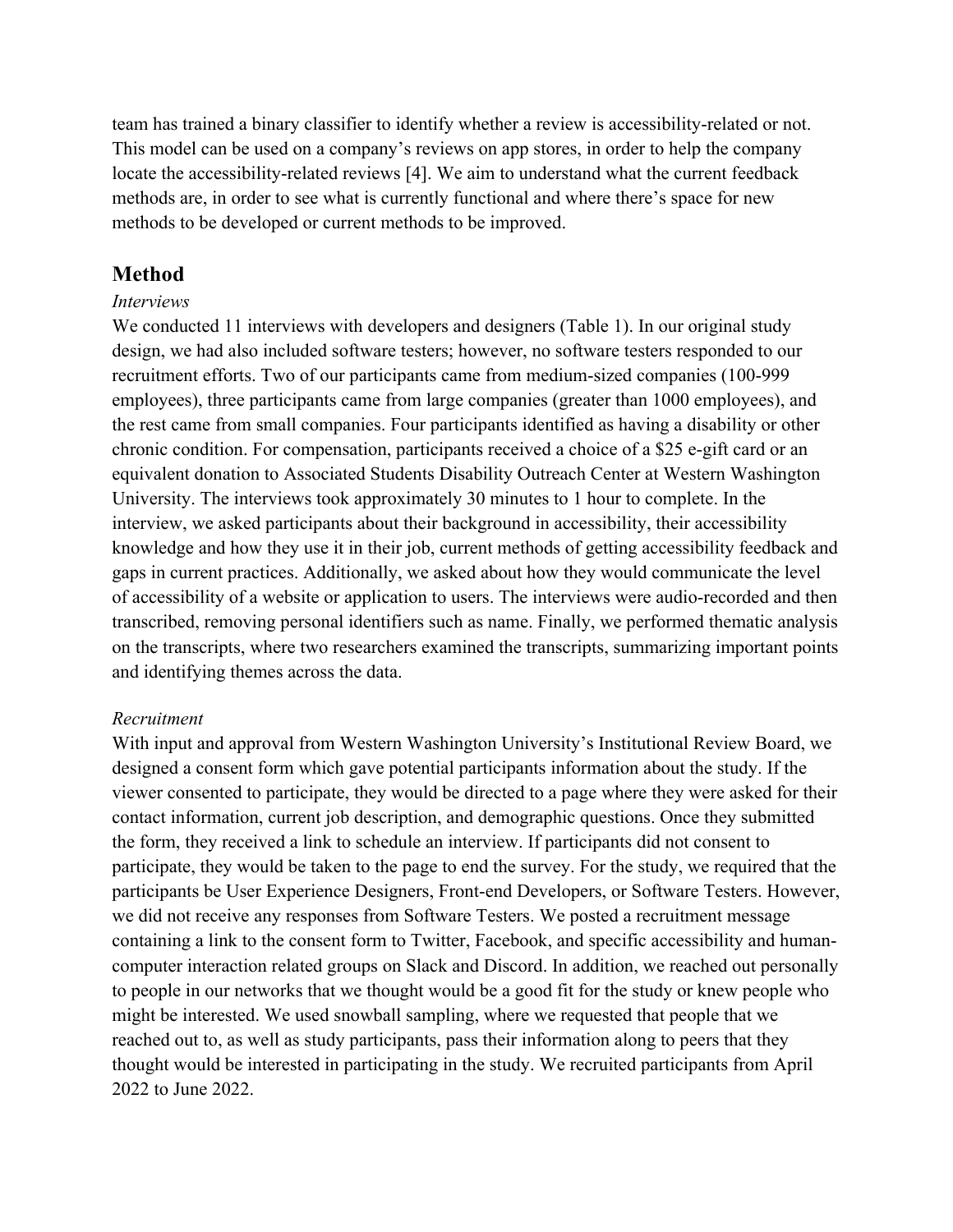team has trained a binary classifier to identify whether a review is accessibility-related or not. This model can be used on a company's reviews on app stores, in order to help the company locate the accessibility-related reviews [4]. We aim to understand what the current feedback methods are, in order to see what is currently functional and where there's space for new methods to be developed or current methods to be improved.

## Method

*Interviews*

We conducted 11 interviews with developers and designers (Table 1). In our original study design, we had also included software testers; however, no software testers responded to our recruitment efforts. Two of our participants came from medium-sized companies (100-999 employees), three participants came from large companies (greater than 1000 employees), and the rest came from small companies. Four participants identified as having a disability or other chronic condition. For compensation, participants received a choice of a $25 e-gift card or an equivalent donation to Associated Students Disability Outreach Center at Western Washington University. The interviews took approximately 30 minutes to 1 hour to complete. In the interview, we asked participants about their background in accessibility, their accessibility knowledge and how they use it in their job, current methods of getting accessibility feedback and gaps in current practices. Additionally, we asked about how they would communicate the level of accessibility of a website or application to users. The interviews were audio-recorded and then transcribed, removing personal identifiers such as name. Finally, we performed thematic analysis on the transcripts, where two researchers examined the transcripts, summarizing important points and identifying themes across the data.

*Recruitment*

With input and approval from Western Washington University's Institutional Review Board, we designed a consent form which gave potential participants information about the study. If the viewer consented to participate, they would be directed to a page where they were asked for their contact information, current job description, and demographic questions. Once they submitted the form, they received a link to schedule an interview. If participants did not consent to participate, they would be taken to the page to end the survey. For the study, we required that the participants be User Experience Designers, Front-end Developers, or Software Testers. However, we did not receive any responses from Software Testers. We posted a recruitment message containing a link to the consent form to Twitter, Facebook, and specific accessibility and human-computer interaction related groups on Slack and Discord. In addition, we reached out personally to people in our networks that we thought would be a good fit for the study or knew people who might be interested. We used snowball sampling, where we requested that people that we reached out to, as well as study participants, pass their information along to peers that they thought would be interested in participating in the study. We recruited participants from April 2022 to June 2022.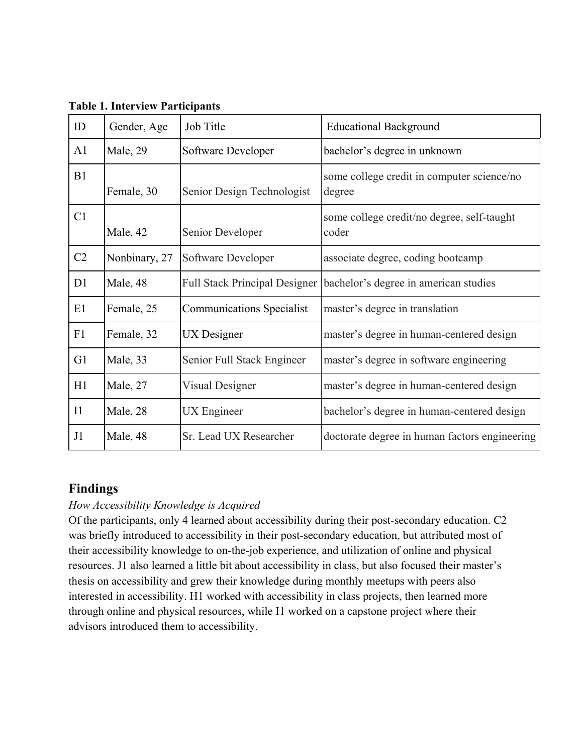**Table 1. Interview Participants**

| ID | Gender, Age | Job Title | Educational Background |
|---|---|---|---|
| A1 | Male, 29 | Software Developer | bachelor's degree in unknown |
| B1 | Female, 30 | Senior Design Technologist | some college credit in computer science/no degree |
| C1 | Male, 42 | Senior Developer | some college credit/no degree, self-taught coder |
| C2 | Nonbinary, 27 | Software Developer | associate degree, coding bootcamp |
| D1 | Male, 48 | Full Stack Principal Designer | bachelor's degree in american studies |
| E1 | Female, 25 | Communications Specialist | master's degree in translation |
| F1 | Female, 32 | UX Designer | master's degree in human-centered design |
| G1 | Male, 33 | Senior Full Stack Engineer | master's degree in software engineering |
| H1 | Male, 27 | Visual Designer | master's degree in human-centered design |
| I1 | Male, 28 | UX Engineer | bachelor's degree in human-centered design |
| J1 | Male, 48 | Sr. Lead UX Researcher | doctorate degree in human factors engineering |

## Findings

*How Accessibility Knowledge is Acquired*

Of the participants, only 4 learned about accessibility during their post-secondary education. C2 was briefly introduced to accessibility in their post-secondary education, but attributed most of their accessibility knowledge to on-the-job experience, and utilization of online and physical resources. J1 also learned a little bit about accessibility in class, but also focused their master's thesis on accessibility and grew their knowledge during monthly meetups with peers also interested in accessibility. H1 worked with accessibility in class projects, then learned more through online and physical resources, while I1 worked on a capstone project where their advisors introduced them to accessibility.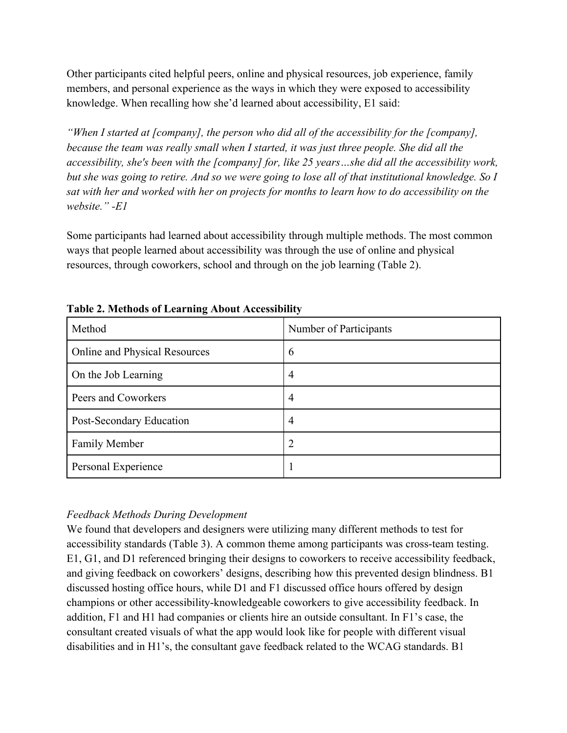Other participants cited helpful peers, online and physical resources, job experience, family members, and personal experience as the ways in which they were exposed to accessibility knowledge. When recalling how she'd learned about accessibility, E1 said:

*"When I started at [company], the person who did all of the accessibility for the [company], because the team was really small when I started, it was just three people. She did all the accessibility, she's been with the [company] for, like 25 years…she did all the accessibility work, but she was going to retire. And so we were going to lose all of that institutional knowledge. So I sat with her and worked with her on projects for months to learn how to do accessibility on the website." -E1*

Some participants had learned about accessibility through multiple methods. The most common ways that people learned about accessibility was through the use of online and physical resources, through coworkers, school and through on the job learning (Table 2).

**Table 2. Methods of Learning About Accessibility**

| Method | Number of Participants |
| --- | --- |
| Online and Physical Resources | 6 |
| On the Job Learning | 4 |
| Peers and Coworkers | 4 |
| Post-Secondary Education | 4 |
| Family Member | 2 |
| Personal Experience | 1 |

*Feedback Methods During Development*

We found that developers and designers were utilizing many different methods to test for accessibility standards (Table 3). A common theme among participants was cross-team testing. E1, G1, and D1 referenced bringing their designs to coworkers to receive accessibility feedback, and giving feedback on coworkers' designs, describing how this prevented design blindness. B1 discussed hosting office hours, while D1 and F1 discussed office hours offered by design champions or other accessibility-knowledgeable coworkers to give accessibility feedback. In addition, F1 and H1 had companies or clients hire an outside consultant. In F1's case, the consultant created visuals of what the app would look like for people with different visual disabilities and in H1's, the consultant gave feedback related to the WCAG standards. B1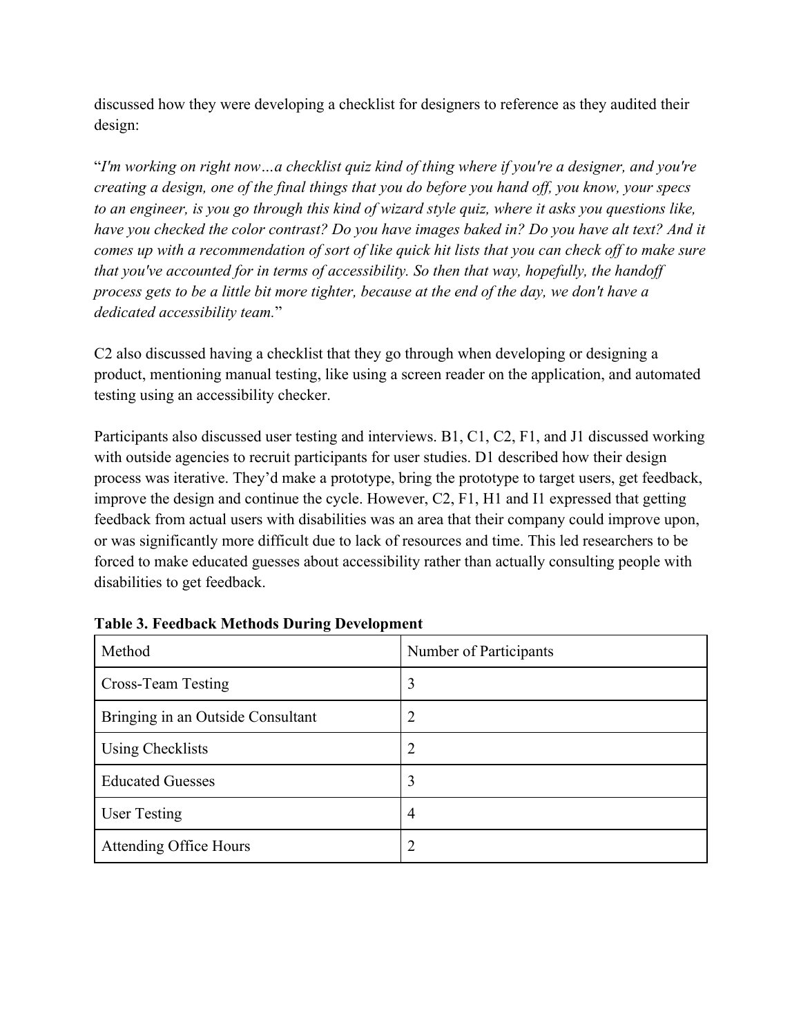discussed how they were developing a checklist for designers to reference as they audited their design:

"*I'm working on right now…a checklist quiz kind of thing where if you're a designer, and you're creating a design, one of the final things that you do before you hand off, you know, your specs to an engineer, is you go through this kind of wizard style quiz, where it asks you questions like, have you checked the color contrast? Do you have images baked in? Do you have alt text? And it comes up with a recommendation of sort of like quick hit lists that you can check off to make sure that you've accounted for in terms of accessibility. So then that way, hopefully, the handoff process gets to be a little bit more tighter, because at the end of the day, we don't have a dedicated accessibility team.*"

C2 also discussed having a checklist that they go through when developing or designing a product, mentioning manual testing, like using a screen reader on the application, and automated testing using an accessibility checker.

Participants also discussed user testing and interviews. B1, C1, C2, F1, and J1 discussed working with outside agencies to recruit participants for user studies. D1 described how their design process was iterative. They'd make a prototype, bring the prototype to target users, get feedback, improve the design and continue the cycle. However, C2, F1, H1 and I1 expressed that getting feedback from actual users with disabilities was an area that their company could improve upon, or was significantly more difficult due to lack of resources and time. This led researchers to be forced to make educated guesses about accessibility rather than actually consulting people with disabilities to get feedback.

**Table 3. Feedback Methods During Development**

| Method | Number of Participants |
| --- | --- |
| Cross-Team Testing | 3 |
| Bringing in an Outside Consultant | 2 |
| Using Checklists | 2 |
| Educated Guesses | 3 |
| User Testing | 4 |
| Attending Office Hours | 2 |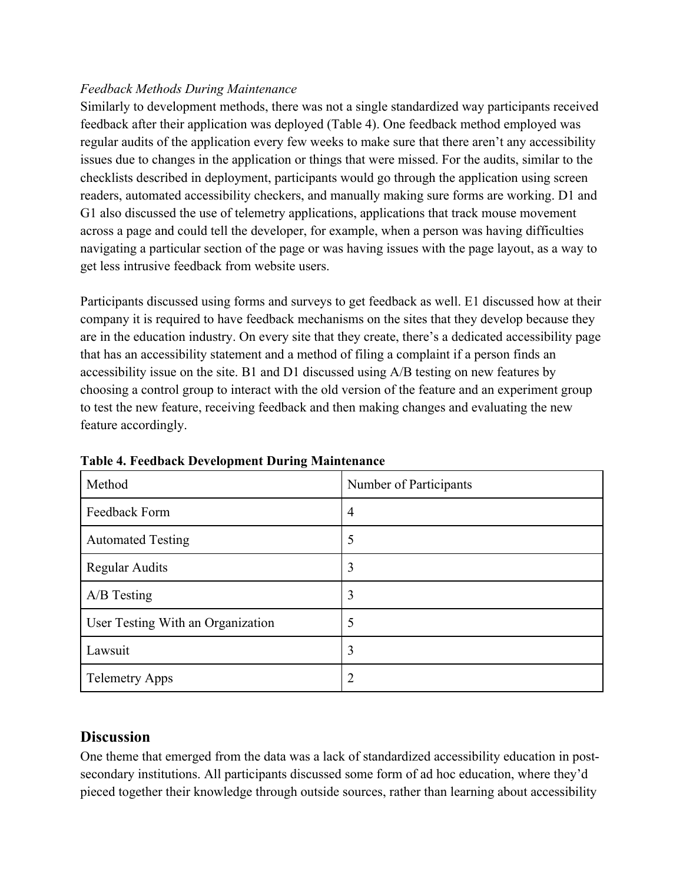*Feedback Methods During Maintenance*

Similarly to development methods, there was not a single standardized way participants received feedback after their application was deployed (Table 4). One feedback method employed was regular audits of the application every few weeks to make sure that there aren't any accessibility issues due to changes in the application or things that were missed. For the audits, similar to the checklists described in deployment, participants would go through the application using screen readers, automated accessibility checkers, and manually making sure forms are working. D1 and G1 also discussed the use of telemetry applications, applications that track mouse movement across a page and could tell the developer, for example, when a person was having difficulties navigating a particular section of the page or was having issues with the page layout, as a way to get less intrusive feedback from website users.

Participants discussed using forms and surveys to get feedback as well. E1 discussed how at their company it is required to have feedback mechanisms on the sites that they develop because they are in the education industry. On every site that they create, there's a dedicated accessibility page that has an accessibility statement and a method of filing a complaint if a person finds an accessibility issue on the site. B1 and D1 discussed using A/B testing on new features by choosing a control group to interact with the old version of the feature and an experiment group to test the new feature, receiving feedback and then making changes and evaluating the new feature accordingly.

**Table 4. Feedback Development During Maintenance**

| Method | Number of Participants |
| --- | --- |
| Feedback Form | 4 |
| Automated Testing | 5 |
| Regular Audits | 3 |
| A/B Testing | 3 |
| User Testing With an Organization | 5 |
| Lawsuit | 3 |
| Telemetry Apps | 2 |

## Discussion

One theme that emerged from the data was a lack of standardized accessibility education in post-secondary institutions. All participants discussed some form of ad hoc education, where they'd pieced together their knowledge through outside sources, rather than learning about accessibility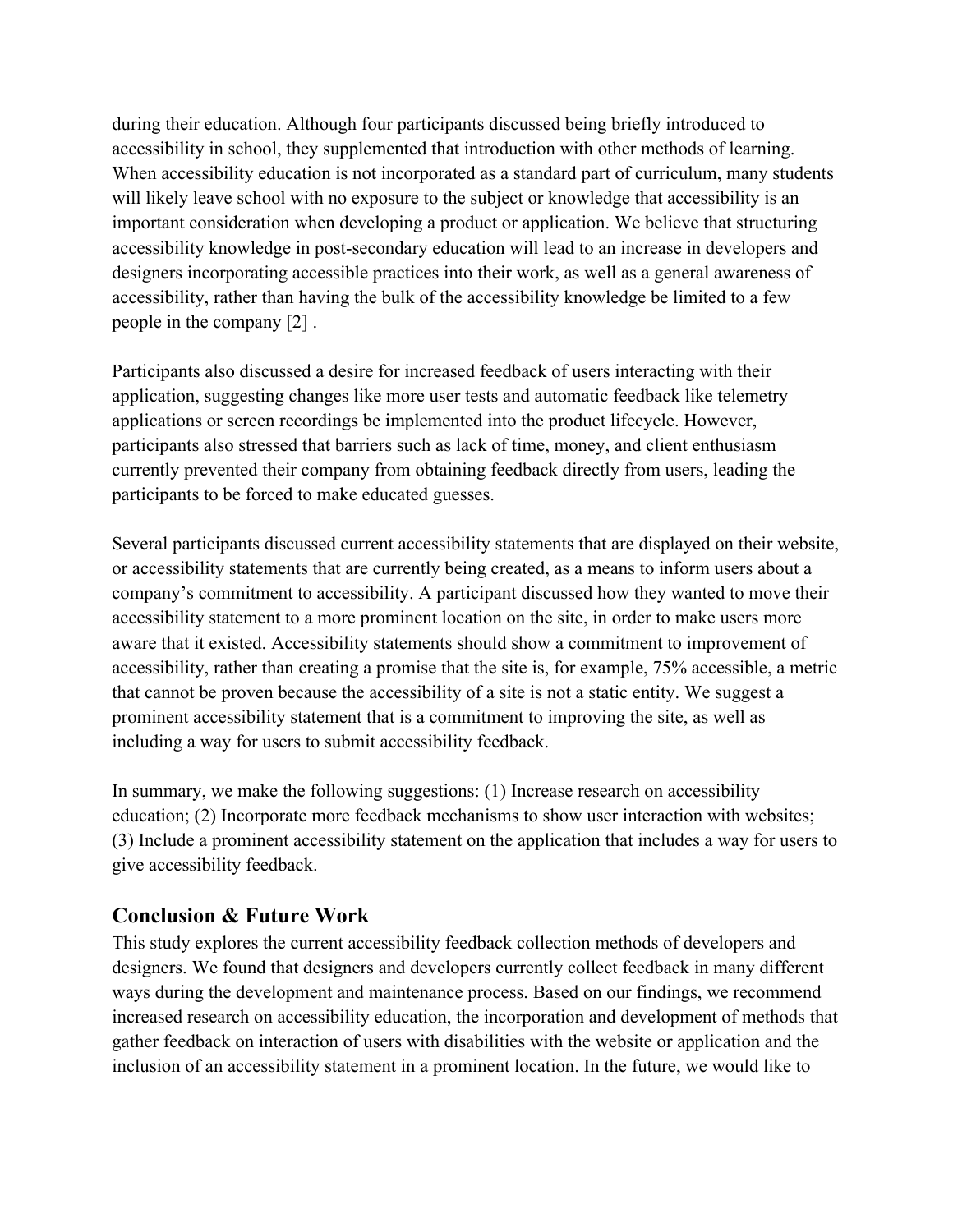during their education. Although four participants discussed being briefly introduced to accessibility in school, they supplemented that introduction with other methods of learning. When accessibility education is not incorporated as a standard part of curriculum, many students will likely leave school with no exposure to the subject or knowledge that accessibility is an important consideration when developing a product or application. We believe that structuring accessibility knowledge in post-secondary education will lead to an increase in developers and designers incorporating accessible practices into their work, as well as a general awareness of accessibility, rather than having the bulk of the accessibility knowledge be limited to a few people in the company [2] .

Participants also discussed a desire for increased feedback of users interacting with their application, suggesting changes like more user tests and automatic feedback like telemetry applications or screen recordings be implemented into the product lifecycle. However, participants also stressed that barriers such as lack of time, money, and client enthusiasm currently prevented their company from obtaining feedback directly from users, leading the participants to be forced to make educated guesses.

Several participants discussed current accessibility statements that are displayed on their website, or accessibility statements that are currently being created, as a means to inform users about a company's commitment to accessibility. A participant discussed how they wanted to move their accessibility statement to a more prominent location on the site, in order to make users more aware that it existed. Accessibility statements should show a commitment to improvement of accessibility, rather than creating a promise that the site is, for example, 75% accessible, a metric that cannot be proven because the accessibility of a site is not a static entity. We suggest a prominent accessibility statement that is a commitment to improving the site, as well as including a way for users to submit accessibility feedback.

In summary, we make the following suggestions: (1) Increase research on accessibility education; (2) Incorporate more feedback mechanisms to show user interaction with websites; (3) Include a prominent accessibility statement on the application that includes a way for users to give accessibility feedback.

## Conclusion & Future Work

This study explores the current accessibility feedback collection methods of developers and designers. We found that designers and developers currently collect feedback in many different ways during the development and maintenance process. Based on our findings, we recommend increased research on accessibility education, the incorporation and development of methods that gather feedback on interaction of users with disabilities with the website or application and the inclusion of an accessibility statement in a prominent location. In the future, we would like to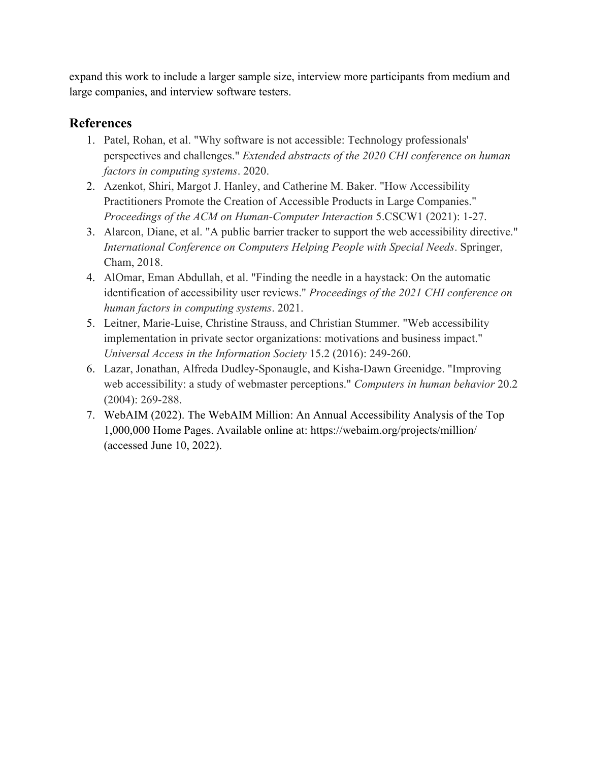expand this work to include a larger sample size, interview more participants from medium and large companies, and interview software testers.

## References

1. Patel, Rohan, et al. "Why software is not accessible: Technology professionals' perspectives and challenges." *Extended abstracts of the 2020 CHI conference on human factors in computing systems*. 2020.
2. Azenkot, Shiri, Margot J. Hanley, and Catherine M. Baker. "How Accessibility Practitioners Promote the Creation of Accessible Products in Large Companies." *Proceedings of the ACM on Human-Computer Interaction* 5.CSCW1 (2021): 1-27.
3. Alarcon, Diane, et al. "A public barrier tracker to support the web accessibility directive." *International Conference on Computers Helping People with Special Needs*. Springer, Cham, 2018.
4. AlOmar, Eman Abdullah, et al. "Finding the needle in a haystack: On the automatic identification of accessibility user reviews." *Proceedings of the 2021 CHI conference on human factors in computing systems*. 2021.
5. Leitner, Marie-Luise, Christine Strauss, and Christian Stummer. "Web accessibility implementation in private sector organizations: motivations and business impact." *Universal Access in the Information Society* 15.2 (2016): 249-260.
6. Lazar, Jonathan, Alfreda Dudley-Sponaugle, and Kisha-Dawn Greenidge. "Improving web accessibility: a study of webmaster perceptions." *Computers in human behavior* 20.2 (2004): 269-288.
7. WebAIM (2022). The WebAIM Million: An Annual Accessibility Analysis of the Top 1,000,000 Home Pages. Available online at: https://webaim.org/projects/million/ (accessed June 10, 2022).